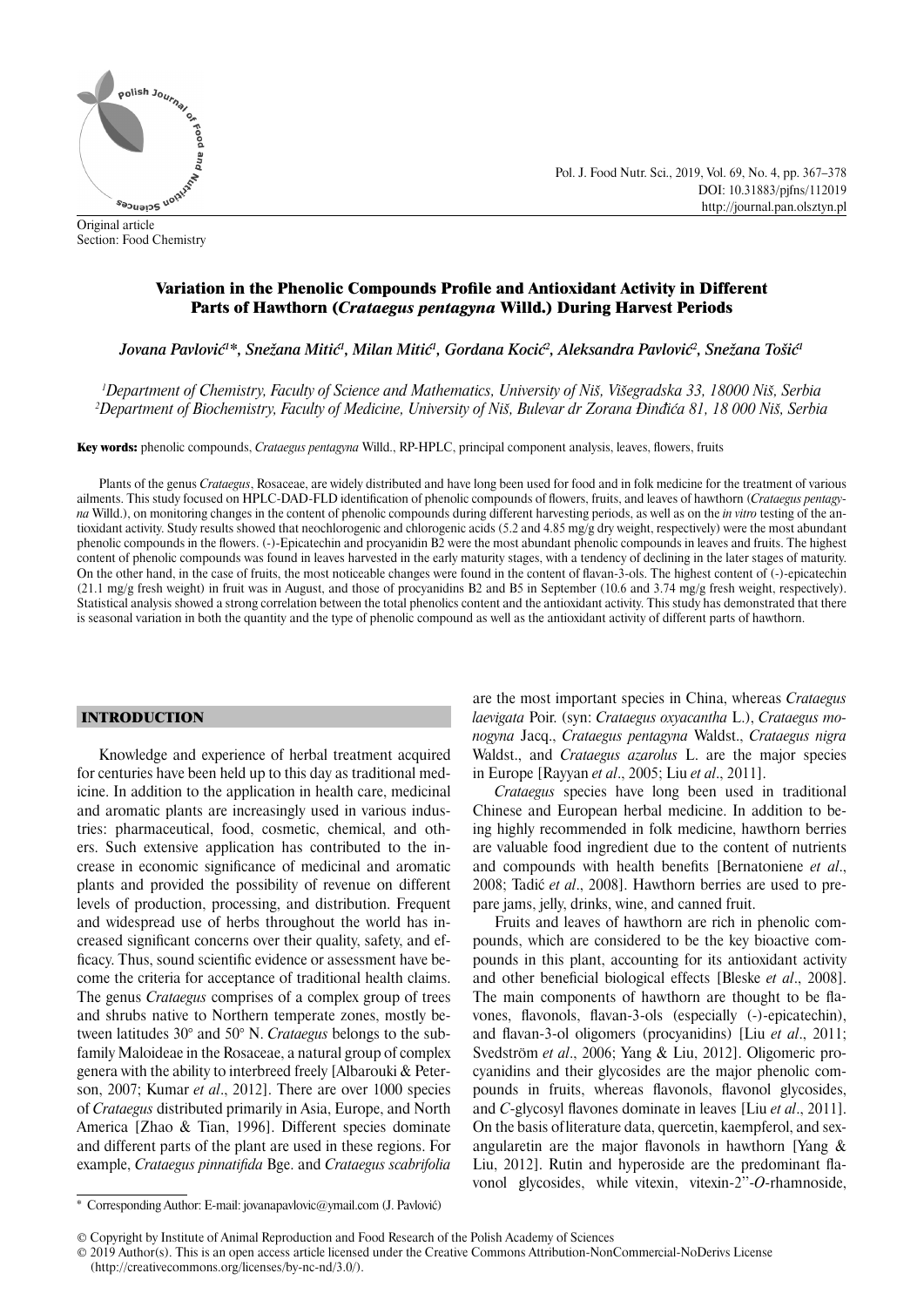Original article
Section: Food Chemistry

# Variation in the Phenolic Compounds Profile and Antioxidant Activity in Different Parts of Hawthorn (*Crataegus pentagyna* Willd.) During Harvest Periods

*Jovana Pavlović[1]\*, Snežana Mitić[1], Milan Mitić[1], Gordana Kocić[2], Aleksandra Pavlović[2], Snežana Tošić[1]*

*[1]Department of Chemistry, Faculty of Science and Mathematics, University of Niš, Višegradska 33, 18000 Niš, Serbia*
*[2]Department of Biochemistry, Faculty of Medicine, University of Niš, Bulevar dr Zorana Đinđića 81, 18 000 Niš, Serbia*

**Key words:** phenolic compounds, *Crataegus pentagyna* Willd., RP-HPLC, principal component analysis, leaves, flowers, fruits

Plants of the genus *Crataegus*, Rosaceae, are widely distributed and have long been used for food and in folk medicine for the treatment of various ailments. This study focused on HPLC-DAD-FLD identification of phenolic compounds of flowers, fruits, and leaves of hawthorn (*Crataegus pentagyna* Willd.), on monitoring changes in the content of phenolic compounds during different harvesting periods, as well as on the *in vitro* testing of the antioxidant activity. Study results showed that neochlorogenic and chlorogenic acids (5.2 and 4.85 mg/g dry weight, respectively) were the most abundant phenolic compounds in the flowers. (-)-Epicatechin and procyanidin B2 were the most abundant phenolic compounds in leaves and fruits. The highest content of phenolic compounds was found in leaves harvested in the early maturity stages, with a tendency of declining in the later stages of maturity. On the other hand, in the case of fruits, the most noticeable changes were found in the content of flavan-3-ols. The highest content of (-)-epicatechin (21.1 mg/g fresh weight) in fruit was in August, and those of procyanidins B2 and B5 in September (10.6 and 3.74 mg/g fresh weight, respectively). Statistical analysis showed a strong correlation between the total phenolics content and the antioxidant activity. This study has demonstrated that there is seasonal variation in both the quantity and the type of phenolic compound as well as the antioxidant activity of different parts of hawthorn.

## INTRODUCTION

Knowledge and experience of herbal treatment acquired for centuries have been held up to this day as traditional medicine. In addition to the application in health care, medicinal and aromatic plants are increasingly used in various industries: pharmaceutical, food, cosmetic, chemical, and others. Such extensive application has contributed to the increase in economic significance of medicinal and aromatic plants and provided the possibility of revenue on different levels of production, processing, and distribution. Frequent and widespread use of herbs throughout the world has increased significant concerns over their quality, safety, and efficacy. Thus, sound scientific evidence or assessment have become the criteria for acceptance of traditional health claims. The genus *Crataegus* comprises of a complex group of trees and shrubs native to Northern temperate zones, mostly between latitudes 30° and 50° N. *Crataegus* belongs to the subfamily Maloideae in the Rosaceae, a natural group of complex genera with the ability to interbreed freely [Albarouki & Peterson, 2007; Kumar *et al*., 2012]. There are over 1000 species of *Crataegus* distributed primarily in Asia, Europe, and North America [Zhao & Tian, 1996]. Different species dominate and different parts of the plant are used in these regions. For example, *Crataegus pinnatifida* Bge. and *Crataegus scabrifolia* are the most important species in China, whereas *Crataegus laevigata* Poir. (syn: *Crataegus oxyacantha* L.), *Crataegus monogyna* Jacq., *Crataegus pentagyna* Waldst., *Crataegus nigra* Waldst., and *Crataegus azarolus* L. are the major species in Europe [Rayyan *et al*., 2005; Liu *et al*., 2011].

*Crataegus* species have long been used in traditional Chinese and European herbal medicine. In addition to being highly recommended in folk medicine, hawthorn berries are valuable food ingredient due to the content of nutrients and compounds with health benefits [Bernatoniene *et al*., 2008; Tadić *et al*., 2008]. Hawthorn berries are used to prepare jams, jelly, drinks, wine, and canned fruit.

Fruits and leaves of hawthorn are rich in phenolic compounds, which are considered to be the key bioactive compounds in this plant, accounting for its antioxidant activity and other beneficial biological effects [Bleske *et al*., 2008]. The main components of hawthorn are thought to be flavones, flavonols, flavan-3-ols (especially (-)-epicatechin), and flavan-3-ol oligomers (procyanidins) [Liu *et al*., 2011; Svedström *et al*., 2006; Yang & Liu, 2012]. Oligomeric procyanidins and their glycosides are the major phenolic compounds in fruits, whereas flavonols, flavonol glycosides, and *C*-glycosyl flavones dominate in leaves [Liu *et al*., 2011]. On the basis of literature data, quercetin, kaempferol, and sexangularetin are the major flavonols in hawthorn [Yang & Liu, 2012]. Rutin and hyperoside are the predominant flavonol glycosides, while vitexin, vitexin-2''-*O*-rhamnoside,

\* Corresponding Author: E-mail: jovanapavlovic@ymail.com (J. Pavlović)

© Copyright by Institute of Animal Reproduction and Food Research of the Polish Academy of Sciences
© 2019 Author(s). This is an open access article licensed under the Creative Commons Attribution-NonCommercial-NoDerivs License (http://creativecommons.org/licenses/by-nc-nd/3.0/).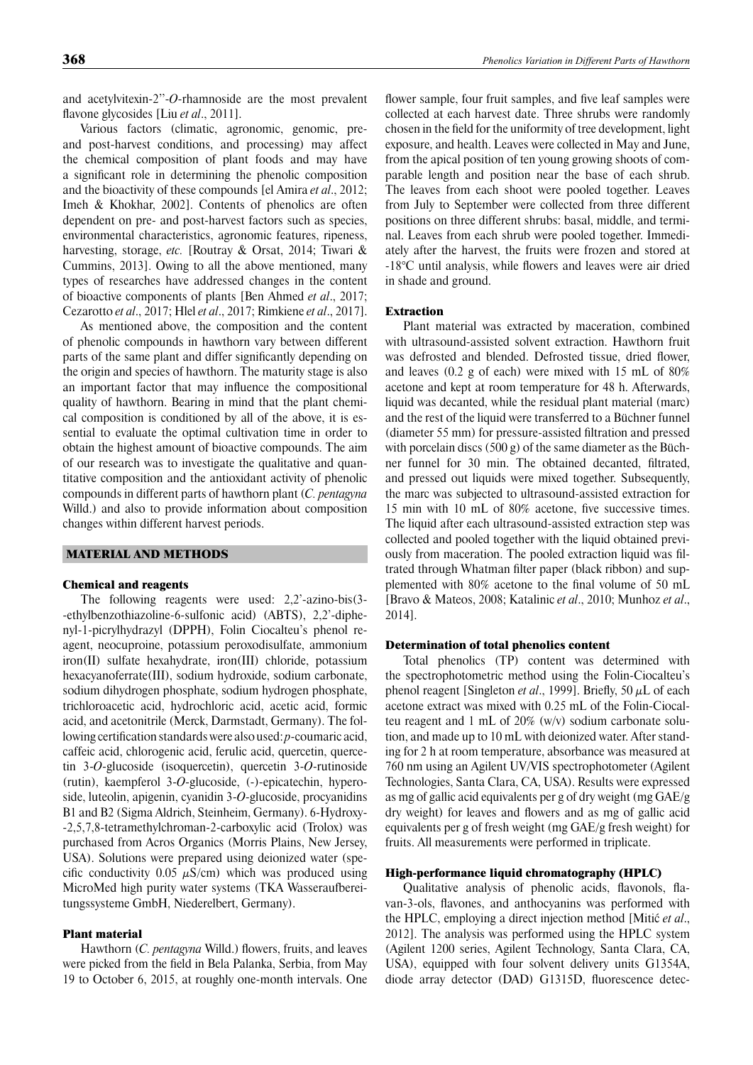and acetylvitexin-2''-*O*-rhamnoside are the most prevalent flavone glycosides [Liu *et al*., 2011].

Various factors (climatic, agronomic, genomic, pre- and post-harvest conditions, and processing) may affect the chemical composition of plant foods and may have a significant role in determining the phenolic composition and the bioactivity of these compounds [el Amira *et al*., 2012; Imeh & Khokhar, 2002]. Contents of phenolics are often dependent on pre- and post-harvest factors such as species, environmental characteristics, agronomic features, ripeness, harvesting, storage, *etc.* [Routray & Orsat, 2014; Tiwari & Cummins, 2013]. Owing to all the above mentioned, many types of researches have addressed changes in the content of bioactive components of plants [Ben Ahmed *et al*., 2017; Cezarotto *et al*., 2017; Hlel *et al*., 2017; Rimkiene *et al*., 2017].

As mentioned above, the composition and the content of phenolic compounds in hawthorn vary between different parts of the same plant and differ significantly depending on the origin and species of hawthorn. The maturity stage is also an important factor that may influence the compositional quality of hawthorn. Bearing in mind that the plant chemical composition is conditioned by all of the above, it is essential to evaluate the optimal cultivation time in order to obtain the highest amount of bioactive compounds. The aim of our research was to investigate the qualitative and quantitative composition and the antioxidant activity of phenolic compounds in different parts of hawthorn plant (*C. pentagyna* Willd.) and also to provide information about composition changes within different harvest periods.

## MATERIAL AND METHODS

### Chemical and reagents

The following reagents were used: 2,2'-azino-bis(3--ethylbenzothiazoline-6-sulfonic acid) (ABTS), 2,2'-diphenyl-1-picrylhydrazyl (DPPH), Folin Ciocalteu's phenol reagent, neocuproine, potassium peroxodisulfate, ammonium iron(II) sulfate hexahydrate, iron(III) chloride, potassium hexacyanoferrate(III), sodium hydroxide, sodium carbonate, sodium dihydrogen phosphate, sodium hydrogen phosphate, trichloroacetic acid, hydrochloric acid, acetic acid, formic acid, and acetonitrile (Merck, Darmstadt, Germany). The following certification standards were also used: *p*-coumaric acid, caffeic acid, chlorogenic acid, ferulic acid, quercetin, quercetin 3-*O*-glucoside (isoquercetin), quercetin 3-*O*-rutinoside (rutin), kaempferol 3-*O*-glucoside, (-)-epicatechin, hyperoside, luteolin, apigenin, cyanidin 3-*O*-glucoside, procyanidins B1 and B2 (Sigma Aldrich, Steinheim, Germany). 6-Hydroxy--2,5,7,8-tetramethylchroman-2-carboxylic acid (Trolox) was purchased from Acros Organics (Morris Plains, New Jersey, USA). Solutions were prepared using deionized water (specific conductivity 0.05 $\mu$S/cm) which was produced using MicroMed high purity water systems (TKA Wasseraufbereitungssysteme GmbH, Niederelbert, Germany).

### Plant material

Hawthorn (*C. pentagyna* Willd.) flowers, fruits, and leaves were picked from the field in Bela Palanka, Serbia, from May 19 to October 6, 2015, at roughly one-month intervals. One flower sample, four fruit samples, and five leaf samples were collected at each harvest date. Three shrubs were randomly chosen in the field for the uniformity of tree development, light exposure, and health. Leaves were collected in May and June, from the apical position of ten young growing shoots of comparable length and position near the base of each shrub. The leaves from each shoot were pooled together. Leaves from July to September were collected from three different positions on three different shrubs: basal, middle, and terminal. Leaves from each shrub were pooled together. Immediately after the harvest, the fruits were frozen and stored at -18°C until analysis, while flowers and leaves were air dried in shade and ground.

### Extraction

Plant material was extracted by maceration, combined with ultrasound-assisted solvent extraction. Hawthorn fruit was defrosted and blended. Defrosted tissue, dried flower, and leaves (0.2 g of each) were mixed with 15 mL of 80% acetone and kept at room temperature for 48 h. Afterwards, liquid was decanted, while the residual plant material (marc) and the rest of the liquid were transferred to a Büchner funnel (diameter 55 mm) for pressure-assisted filtration and pressed with porcelain discs (500 g) of the same diameter as the Büchner funnel for 30 min. The obtained decanted, filtrated, and pressed out liquids were mixed together. Subsequently, the marc was subjected to ultrasound-assisted extraction for 15 min with 10 mL of 80% acetone, five successive times. The liquid after each ultrasound-assisted extraction step was collected and pooled together with the liquid obtained previously from maceration. The pooled extraction liquid was filtrated through Whatman filter paper (black ribbon) and supplemented with 80% acetone to the final volume of 50 mL [Bravo & Mateos, 2008; Katalinic *et al*., 2010; Munhoz *et al*., 2014].

### Determination of total phenolics content

Total phenolics (TP) content was determined with the spectrophotometric method using the Folin-Ciocalteu's phenol reagent [Singleton *et al*., 1999]. Briefly, 50 $\mu$L of each acetone extract was mixed with 0.25 mL of the Folin-Ciocalteu reagent and 1 mL of 20% (w/v) sodium carbonate solution, and made up to 10 mL with deionized water. After standing for 2 h at room temperature, absorbance was measured at 760 nm using an Agilent UV/VIS spectrophotometer (Agilent Technologies, Santa Clara, CA, USA). Results were expressed as mg of gallic acid equivalents per g of dry weight (mg GAE/g dry weight) for leaves and flowers and as mg of gallic acid equivalents per g of fresh weight (mg GAE/g fresh weight) for fruits. All measurements were performed in triplicate.

### High-performance liquid chromatography (HPLC)

Qualitative analysis of phenolic acids, flavonols, flavan-3-ols, flavones, and anthocyanins was performed with the HPLC, employing a direct injection method [Mitić *et al*., 2012]. The analysis was performed using the HPLC system (Agilent 1200 series, Agilent Technology, Santa Clara, CA, USA), equipped with four solvent delivery units G1354A, diode array detector (DAD) G1315D, fluorescence detec-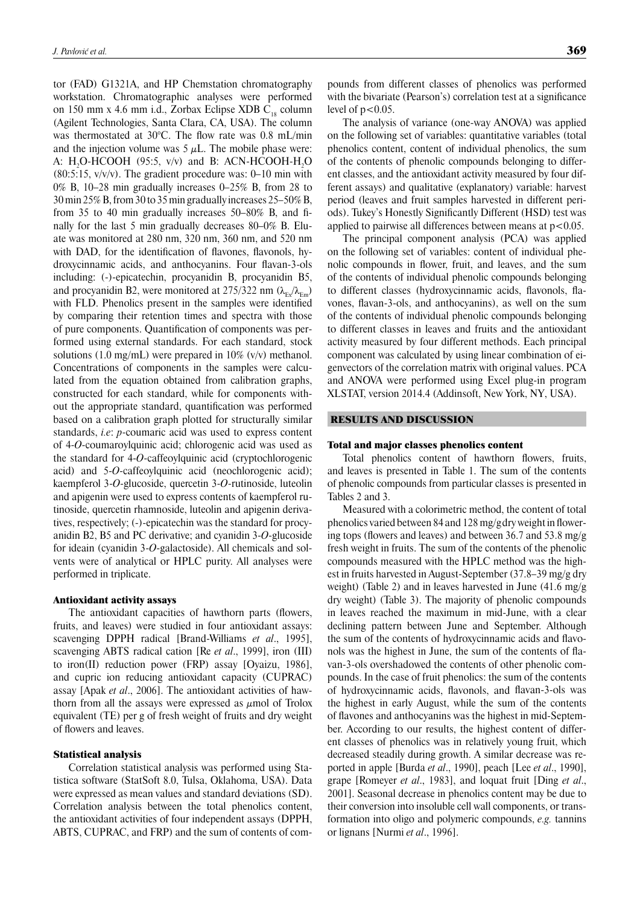tor (FAD) G1321A, and HP Chemstation chromatography workstation. Chromatographic analyses were performed on 150 mm x 4.6 mm i.d., Zorbax Eclipse XDB $C_{18}$ column (Agilent Technologies, Santa Clara, CA, USA). The column was thermostated at 30°C. The flow rate was 0.8 mL/min and the injection volume was 5 $\mu$L. The mobile phase were: A: $H_2O$-HCOOH (95:5, v/v) and B: ACN-HCOOH-$H_2O$ (80:5:15, v/v/v). The gradient procedure was: 0–10 min with 0% B, 10–28 min gradually increases 0–25% B, from 28 to 30 min 25% B, from 30 to 35 min gradually increases 25–50% B, from 35 to 40 min gradually increases 50–80% B, and finally for the last 5 min gradually decreases 80–0% B. Eluate was monitored at 280 nm, 320 nm, 360 nm, and 520 nm with DAD, for the identification of flavones, flavonols, hydroxycinnamic acids, and anthocyanins. Four flavan-3-ols including: (-)-epicatechin, procyanidin B, procyanidin B5, and procyanidin B2, were monitored at 275/322 nm ($\lambda_{Ex}/\lambda_{Em}$) with FLD. Phenolics present in the samples were identified by comparing their retention times and spectra with those of pure components. Quantification of components was performed using external standards. For each standard, stock solutions (1.0 mg/mL) were prepared in 10% (v/v) methanol. Concentrations of components in the samples were calculated from the equation obtained from calibration graphs, constructed for each standard, while for components without the appropriate standard, quantification was performed based on a calibration graph plotted for structurally similar standards, *i.e*: *p*-coumaric acid was used to express content of 4-*O*-coumaroylquinic acid; chlorogenic acid was used as the standard for 4-*O*-caffeoylquinic acid (cryptochlorogenic acid) and 5-*O*-caffeoylquinic acid (neochlorogenic acid); kaempferol 3-*O*-glucoside, quercetin 3-*O*-rutinoside, luteolin and apigenin were used to express contents of kaempferol rutinoside, quercetin rhamnoside, luteolin and apigenin derivatives, respectively; (-)-epicatechin was the standard for procyanidin B2, B5 and PC derivative; and cyanidin 3-*O*-glucoside for ideain (cyanidin 3-*O*-galactoside). All chemicals and solvents were of analytical or HPLC purity. All analyses were performed in triplicate.

### Antioxidant activity assays

The antioxidant capacities of hawthorn parts (flowers, fruits, and leaves) were studied in four antioxidant assays: scavenging DPPH radical [Brand-Williams *et al*., 1995], scavenging ABTS radical cation [Re *et al*., 1999], iron (III) to iron(II) reduction power (FRP) assay [Oyaizu, 1986], and cupric ion reducing antioxidant capacity (CUPRAC) assay [Apak *et al*., 2006]. The antioxidant activities of hawthorn from all the assays were expressed as $\mu$mol of Trolox equivalent (TE) per g of fresh weight of fruits and dry weight of flowers and leaves.

### Statistical analysis

Correlation statistical analysis was performed using Statistica software (StatSoft 8.0, Tulsa, Oklahoma, USA). Data were expressed as mean values and standard deviations (SD). Correlation analysis between the total phenolics content, the antioxidant activities of four independent assays (DPPH, ABTS, CUPRAC, and FRP) and the sum of contents of compounds from different classes of phenolics was performed with the bivariate (Pearson's) correlation test at a significance level of $p<0.05$.

The analysis of variance (one-way ANOVA) was applied on the following set of variables: quantitative variables (total phenolics content, content of individual phenolics, the sum of the contents of phenolic compounds belonging to different classes, and the antioxidant activity measured by four different assays) and qualitative (explanatory) variable: harvest period (leaves and fruit samples harvested in different periods). Tukey's Honestly Significantly Different (HSD) test was applied to pairwise all differences between means at $p<0.05$.

The principal component analysis (PCA) was applied on the following set of variables: content of individual phenolic compounds in flower, fruit, and leaves, and the sum of the contents of individual phenolic compounds belonging to different classes (hydroxycinnamic acids, flavonols, flavones, flavan-3-ols, and anthocyanins), as well on the sum of the contents of individual phenolic compounds belonging to different classes in leaves and fruits and the antioxidant activity measured by four different methods. Each principal component was calculated by using linear combination of eigenvectors of the correlation matrix with original values. PCA and ANOVA were performed using Excel plug-in program XLSTAT, version 2014.4 (Addinsoft, New York, NY, USA).

## RESULTS AND DISCUSSION

### Total and major classes phenolics content

Total phenolics content of hawthorn flowers, fruits, and leaves is presented in Table 1. The sum of the contents of phenolic compounds from particular classes is presented in Tables 2 and 3.

Measured with a colorimetric method, the content of total phenolics varied between 84 and 128 mg/g dry weight in flowering tops (flowers and leaves) and between 36.7 and 53.8 mg/g fresh weight in fruits. The sum of the contents of the phenolic compounds measured with the HPLC method was the highest in fruits harvested in August-September (37.8–39 mg/g dry weight) (Table 2) and in leaves harvested in June (41.6 mg/g dry weight) (Table 3). The majority of phenolic compounds in leaves reached the maximum in mid-June, with a clear declining pattern between June and September. Although the sum of the contents of hydroxycinnamic acids and flavonols was the highest in June, the sum of the contents of flavan-3-ols overshadowed the contents of other phenolic compounds. In the case of fruit phenolics: the sum of the contents of hydroxycinnamic acids, flavonols, and flavan-3-ols was the highest in early August, while the sum of the contents of flavones and anthocyanins was the highest in mid-September. According to our results, the highest content of different classes of phenolics was in relatively young fruit, which decreased steadily during growth. A similar decrease was reported in apple [Burda *et al*., 1990], peach [Lee *et al*., 1990], grape [Romeyer *et al*., 1983], and loquat fruit [Ding *et al*., 2001]. Seasonal decrease in phenolics content may be due to their conversion into insoluble cell wall components, or transformation into oligo and polymeric compounds, *e.g.* tannins or lignans [Nurmi *et al*., 1996].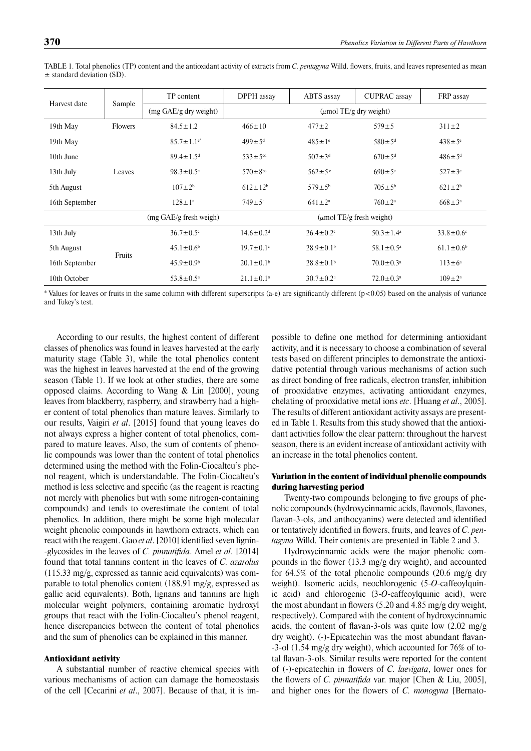TABLE 1. Total phenolics (TP) content and the antioxidant activity of extracts from *C. pentagyna* Willd. flowers, fruits, and leaves represented as mean ± standard deviation (SD).

| Harvest date | Sample | TP content | DPPH assay | ABTS assay | CUPRAC assay | FRP assay |
|---|---|---|---|---|---|---|
| | | (mg GAE/g dry weight) | (μmol TE/g dry weight) | | | |
| 19th May | Flowers | 84.5±1.2 | 466±10 | 477±2 | 579±5 | 311±2 |
| 19th May | Leaves | 85.7±1.1[e*] | 499±5[d] | 485±1[e] | 580±5[d] | 438±5[e] |
| 10th June | | 89.4±1.5[d] | 533±5[cd] | 507±3[d] | 670±5[d] | 486±5[d] |
| 13th July | | 98.3±0.5[c] | 570±8[bc] | 562±5[c] | 690±5[c] | 527±3[c] |
| 5th August | | 107±2[b] | 612±12[b] | 579±5[b] | 705±5[b] | 621±2[b] |
| 16th September | | 128±1[a] | 749±5[a] | 641±2[a] | 760±2[a] | 668±3[a] |
| | | (mg GAE/g fresh weigh) | (μmol TE/g fresh weight) | | | |
| 13th July | Fruits | 36.7±0.5[c] | 14.6±0.2[d] | 26.4±0.2[c] | 50.3±1.4[a] | 33.8±0.6[c] |
| 5th August | | 45.1±0.6[b] | 19.7±0.1[c] | 28.9±0.1[b] | 58.1±0.5[a] | 61.1±0.6[b] |
| 16th September | | 45.9±0.9[b] | 20.1±0.1[b] | 28.8±0.1[b] | 70.0±0.3[a] | 113±6[a] |
| 10th October | | 53.8±0.5[a] | 21.1±0.1[a] | 30.7±0.2[a] | 72.0±0.3[a] | 109±2[a] |

* Values for leaves or fruits in the same column with different superscripts (a-e) are significantly different ($p<0.05$) based on the analysis of variance and Tukey's test.

According to our results, the highest content of different classes of phenolics was found in leaves harvested at the early maturity stage (Table 3), while the total phenolics content was the highest in leaves harvested at the end of the growing season (Table 1). If we look at other studies, there are some opposed claims. According to Wang & Lin [2000], young leaves from blackberry, raspberry, and strawberry had a higher content of total phenolics than mature leaves. Similarly to our results, Vaigiri *et al*. [2015] found that young leaves do not always express a higher content of total phenolics, compared to mature leaves. Also, the sum of contents of phenolic compounds was lower than the content of total phenolics determined using the method with the Folin-Ciocalteu's phenol reagent, which is understandable. The Folin-Ciocalteu's method is less selective and specific (as the reagent is reacting not merely with phenolics but with some nitrogen-containing compounds) and tends to overestimate the content of total phenolics. In addition, there might be some high molecular weight phenolic compounds in hawthorn extracts, which can react with the reagent. Gao *et al*. [2010] identified seven lignin-glycosides in the leaves of *C. pinnatifida*. Amel *et al*. [2014] found that total tannins content in the leaves of *C. azarolus* (115.33 mg/g, expressed as tannic acid equivalents) was comparable to total phenolics content (188.91 mg/g, expressed as gallic acid equivalents). Both, lignans and tannins are high molecular weight polymers, containing aromatic hydroxyl groups that react with the Folin-Ciocalteu's phenol reagent, hence discrepancies between the content of total phenolics and the sum of phenolics can be explained in this manner.

### Antioxidant activity

A substantial number of reactive chemical species with various mechanisms of action can damage the homeostasis of the cell [Cecarini *et al*., 2007]. Because of that, it is impossible to define one method for determining antioxidant activity, and it is necessary to choose a combination of several tests based on different principles to demonstrate the antioxidative potential through various mechanisms of action such as direct bonding of free radicals, electron transfer, inhibition of prooxidative enzymes, activating antioxidant enzymes, chelating of prooxidative metal ions *etc*. [Huang *et al*., 2005]. The results of different antioxidant activity assays are presented in Table 1. Results from this study showed that the antioxidant activities follow the clear pattern: throughout the harvest season, there is an evident increase of antioxidant activity with an increase in the total phenolics content.

### Variation in the content of individual phenolic compounds during harvesting period

Twenty-two compounds belonging to five groups of phenolic compounds (hydroxycinnamic acids, flavonols, flavones, flavan-3-ols, and anthocyanins) were detected and identified or tentatively identified in flowers, fruits, and leaves of *C. pentagyna* Willd. Their contents are presented in Table 2 and 3.

Hydroxycinnamic acids were the major phenolic compounds in the flower (13.3 mg/g dry weight), and accounted for 64.5% of the total phenolic compounds (20.6 mg/g dry weight). Isomeric acids, neochlorogenic (5-*O*-caffeoylquinic acid) and chlorogenic (3-*O*-caffeoylquinic acid), were the most abundant in flowers (5.20 and 4.85 mg/g dry weight, respectively). Compared with the content of hydroxycinnamic acids, the content of flavan-3-ols was quite low (2.02 mg/g dry weight). (-)-Epicatechin was the most abundant flavan-3-ol (1.54 mg/g dry weight), which accounted for 76% of total flavan-3-ols. Similar results were reported for the content of (-)-epicatechin in flowers of *C. laevigata*, lower ones for the flowers of *C. pinnatifida* var. major [Chen & Liu, 2005], and higher ones for the flowers of *C. monogyna* [Bernato-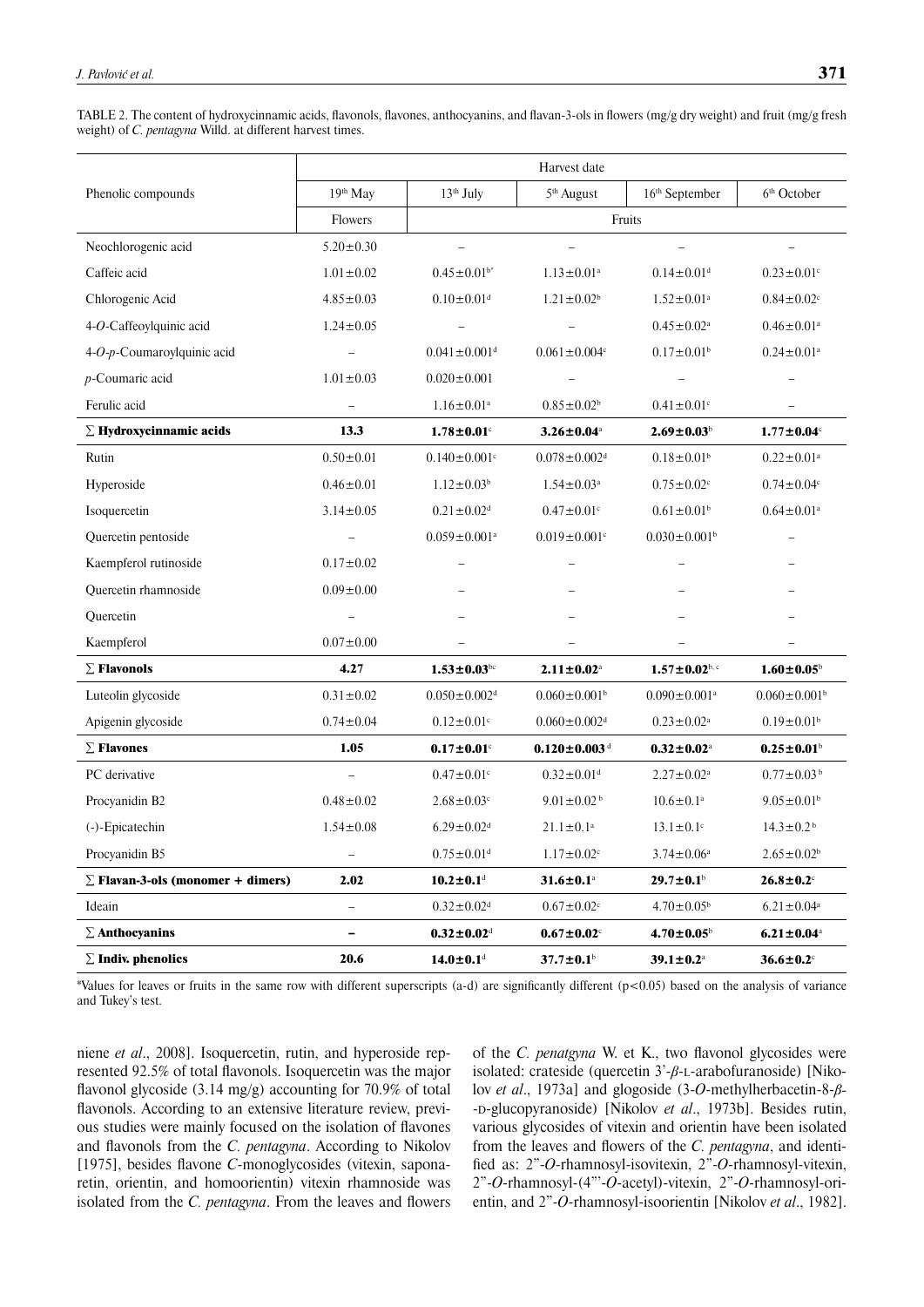TABLE 2. The content of hydroxycinnamic acids, flavonols, flavones, anthocyanins, and flavan-3-ols in flowers (mg/g dry weight) and fruit (mg/g fresh weight) of *C. pentagyna* Willd. at different harvest times.

| Phenolic compounds | Harvest date | | | | |
|---|---|---|---|---|---|
| | 19th May | 13th July | 5th August | 16th September | 6th October |
| | Flowers | Fruits | | | |
| Neochlorogenic acid | 5.20±0.30 | – | – | – | – |
| Caffeic acid | 1.01±0.02 | 0.45±0.01[b*] | 1.13±0.01[a] | 0.14±0.01[d] | 0.23±0.01[c] |
| Chlorogenic Acid | 4.85±0.03 | 0.10±0.01[d] | 1.21±0.02[b] | 1.52±0.01[a] | 0.84±0.02[c] |
| 4-*O*-Caffeoylquinic acid | 1.24±0.05 | – | – | 0.45±0.02[a] | 0.46±0.01[a] |
| 4-*O*-*p*-Coumaroylquinic acid | – | 0.041±0.001[d] | 0.061±0.004[c] | 0.17±0.01[b] | 0.24±0.01[a] |
| *p*-Coumaric acid | 1.01±0.03 | 0.020±0.001 | – | – | – |
| Ferulic acid | – | 1.16±0.01[a] | 0.85±0.02[b] | 0.41±0.01[c] | – |
| **∑ Hydroxycinnamic acids** | **13.3** | **1.78±0.01**[c] | **3.26±0.04**[a] | **2.69±0.03**[b] | **1.77±0.04**[c] |
| Rutin | 0.50±0.01 | 0.140±0.001[c] | 0.078±0.002[d] | 0.18±0.01[b] | 0.22±0.01[a] |
| Hyperoside | 0.46±0.01 | 1.12±0.03[b] | 1.54±0.03[a] | 0.75±0.02[c] | 0.74±0.04[c] |
| Isoquercetin | 3.14±0.05 | 0.21±0.02[d] | 0.47±0.01[c] | 0.61±0.01[b] | 0.64±0.01[a] |
| Quercetin pentoside | – | 0.059±0.001[a] | 0.019±0.001[c] | 0.030±0.001[b] | – |
| Kaempferol rutinoside | 0.17±0.02 | – | – | – | – |
| Quercetin rhamnoside | 0.09±0.00 | – | – | – | – |
| Quercetin | – | – | – | – | – |
| Kaempferol | 0.07±0.00 | – | – | – | – |
| **∑ Flavonols** | **4.27** | **1.53±0.03**[bc] | **2.11±0.02**[a] | **1.57±0.02**[b, c] | **1.60±0.05**[b] |
| Luteolin glycoside | 0.31±0.02 | 0.050±0.002[d] | 0.060±0.001[b] | 0.090±0.001[a] | 0.060±0.001[b] |
| Apigenin glycoside | 0.74±0.04 | 0.12±0.01[c] | 0.060±0.002[d] | 0.23±0.02[a] | 0.19±0.01[b] |
| **∑ Flavones** | **1.05** | **0.17±0.01**[c] | **0.120±0.003**[d] | **0.32±0.02**[a] | **0.25±0.01**[b] |
| PC derivative | – | 0.47±0.01[c] | 0.32±0.01[d] | 2.27±0.02[a] | 0.77±0.03[b] |
| Procyanidin B2 | 0.48±0.02 | 2.68±0.03[c] | 9.01±0.02[b] | 10.6±0.1[a] | 9.05±0.01[b] |
| (-)-Epicatechin | 1.54±0.08 | 6.29±0.02[d] | 21.1±0.1[a] | 13.1±0.1[c] | 14.3±0.2[b] |
| Procyanidin B5 | – | 0.75±0.01[d] | 1.17±0.02[c] | 3.74±0.06[a] | 2.65±0.02[b] |
| **∑ Flavan-3-ols (monomer + dimers)** | **2.02** | **10.2±0.1**[d] | **31.6±0.1**[a] | **29.7±0.1**[b] | **26.8±0.2**[c] |
| Ideain | – | 0.32±0.02[d] | 0.67±0.02[c] | 4.70±0.05[b] | 6.21±0.04[a] |
| **∑ Anthocyanins** | **–** | **0.32±0.02**[d] | **0.67±0.02**[c] | **4.70±0.05**[b] | **6.21±0.04**[a] |
| **∑ Indiv. phenolics** | **20.6** | **14.0±0.1**[d] | **37.7±0.1**[b] | **39.1±0.2**[a] | **36.6±0.2**[c] |

*Values for leaves or fruits in the same row with different superscripts (a-d) are significantly different ($p<0.05$) based on the analysis of variance and Tukey's test.

niene *et al*., 2008]. Isoquercetin, rutin, and hyperoside represented 92.5% of total flavonols. Isoquercetin was the major flavonol glycoside (3.14 mg/g) accounting for 70.9% of total flavonols. According to an extensive literature review, previous studies were mainly focused on the isolation of flavones and flavonols from the *C. pentagyna*. According to Nikolov [1975], besides flavone *C*-monoglycosides (vitexin, saponaretin, orientin, and homoorientin) vitexin rhamnoside was isolated from the *C. pentagyna*. From the leaves and flowers of the *C. penatgyna* W. et K., two flavonol glycosides were isolated: crateside (quercetin 3'-*β*-L-arabofuranoside) [Nikolov *et al*., 1973a] and glogoside (3-*O*-methylherbacetin-8-*β*-D-glucopyranoside) [Nikolov *et al*., 1973b]. Besides rutin, various glycosides of vitexin and orientin have been isolated from the leaves and flowers of the *C. pentagyna*, and identified as: 2''-*O*-rhamnosyl-isovitexin, 2''-*O*-rhamnosyl-vitexin, 2''-*O*-rhamnosyl-(4'''-*O*-acetyl)-vitexin, 2''-*O*-rhamnosyl-orientin, and 2''-*O*-rhamnosyl-isoorientin [Nikolov *et al*., 1982].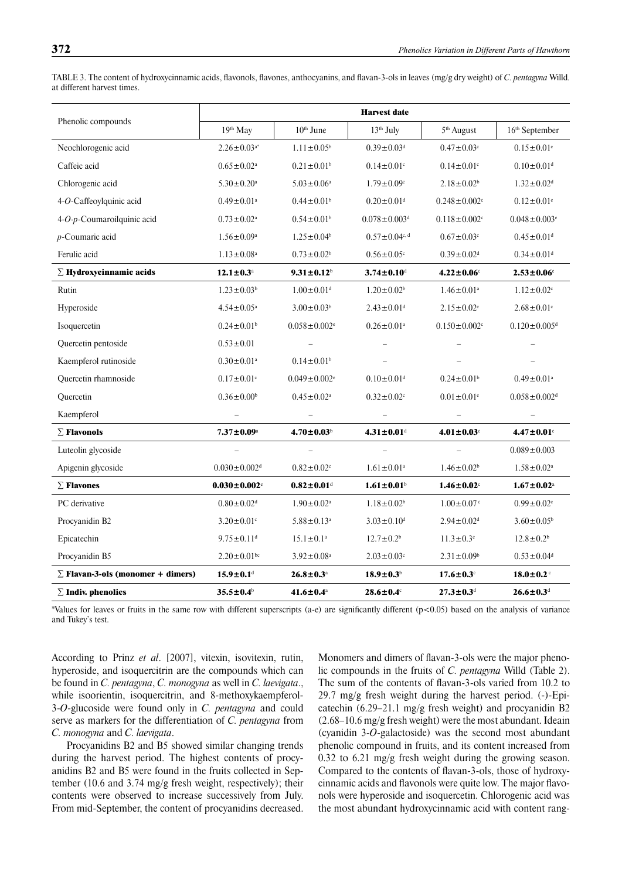TABLE 3. The content of hydroxycinnamic acids, flavonols, flavones, anthocyanins, and flavan-3-ols in leaves (mg/g dry weight) of *C. pentagyna* Willd. at different harvest times.

| Phenolic compounds | Harvest date | | | | |
|---|---|---|---|---|---|
| | 19th May | 10th June | 13th July | 5th August | 16th September |
| Neochlorogenic acid | 2.26±0.03[a*] | 1.11±0.05[b] | 0.39±0.03[d] | 0.47±0.03[c] | 0.15±0.01[e] |
| Caffeic acid | 0.65±0.02[a] | 0.21±0.01[b] | 0.14±0.01[c] | 0.14±0.01[c] | 0.10±0.01[d] |
| Chlorogenic acid | 5.30±0.20[a] | 5.03±0.06[a] | 1.79±0.09[c] | 2.18±0.02[b] | 1.32±0.02[d] |
| 4-*O*-Caffeoylquinic acid | 0.49±0.01[a] | 0.44±0.01[b] | 0.20±0.01[d] | 0.248±0.002[c] | 0.12±0.01[e] |
| 4-*O*-*p*-Coumaroilquinic acid | 0.73±0.02[a] | 0.54±0.01[b] | 0.078±0.003[d] | 0.118±0.002[c] | 0.048±0.003[e] |
| *p*-Coumaric acid | 1.56±0.09[a] | 1.25±0.04[b] | 0.57±0.04[c, d] | 0.67±0.03[c] | 0.45±0.01[d] |
| Ferulic acid | 1.13±0.08[a] | 0.73±0.02[b] | 0.56±0.05[c] | 0.39±0.02[d] | 0.34±0.01[d] |
| **∑ Hydroxycinnamic acids** | **12.1±0.3[a]** | **9.31±0.12[b]** | **3.74±0.10[d]** | **4.22±0.06[c]** | **2.53±0.06[e]** |
| Rutin | 1.23±0.03[b] | 1.00±0.01[d] | 1.20±0.02[b] | 1.46±0.01[a] | 1.12±0.02[c] |
| Hyperoside | 4.54±0.05[a] | 3.00±0.03[b] | 2.43±0.01[d] | 2.15±0.02[e] | 2.68±0.01[c] |
| Isoquercetin | 0.24±0.01[b] | 0.058±0.002[e] | 0.26±0.01[a] | 0.150±0.002[c] | 0.120±0.005[d] |
| Quercetin pentoside | 0.53±0.01 | – | – | – | – |
| Kaempferol rutinoside | 0.30±0.01[a] | 0.14±0.01[b] | – | – | – |
| Quercetin rhamnoside | 0.17±0.01[c] | 0.049±0.002[e] | 0.10±0.01[d] | 0.24±0.01[b] | 0.49±0.01[a] |
| Quercetin | 0.36±0.00[b] | 0.45±0.02[a] | 0.32±0.02[c] | 0.01±0.01[e] | 0.058±0.002[d] |
| Kaempferol | – | – | – | – | – |
| **∑ Flavonols** | **7.37±0.09[a]** | **4.70±0.03[b]** | **4.31±0.01[d]** | **4.01±0.03[e]** | **4.47±0.01[c]** |
| Luteolin glycoside | – | – | – | – | 0.089±0.003 |
| Apigenin glycoside | 0.030±0.002[d] | 0.82±0.02[c] | 1.61±0.01[a] | 1.46±0.02[b] | 1.58±0.02[a] |
| **∑ Flavones** | **0.030±0.002[e]** | **0.82±0.01[d]** | **1.61±0.01[b]** | **1.46±0.02[c]** | **1.67±0.02[a]** |
| PC derivative | 0.80±0.02[d] | 1.90±0.02[a] | 1.18±0.02[b] | 1.00±0.07[c] | 0.99±0.02[c] |
| Procyanidin B2 | 3.20±0.01[c] | 5.88±0.13[a] | 3.03±0.10[d] | 2.94±0.02[d] | 3.60±0.05[b] |
| Epicatechin | 9.75±0.11[d] | 15.1±0.1[a] | 12.7±0.2[b] | 11.3±0.3[c] | 12.8±0.2[b] |
| Procyanidin B5 | 2.20±0.01[bc] | 3.92±0.08[a] | 2.03±0.03[c] | 2.31±0.09[b] | 0.53±0.04[d] |
| **∑ Flavan-3-ols (monomer + dimers)** | **15.9±0.1[d]** | **26.8±0.3[a]** | **18.9±0.3[b]** | **17.6±0.3[c]** | **18.0±0.2[c]** |
| **∑ Indiv. phenolics** | **35.5±0.4[b]** | **41.6±0.4[a]** | **28.6±0.4[c]** | **27.3±0.3[d]** | **26.6±0.3[d]** |

*Values for leaves or fruits in the same row with different superscripts (a-e) are significantly different ($p<0.05$) based on the analysis of variance and Tukey's test.

According to Prinz *et al*. [2007], vitexin, isovitexin, rutin, hyperoside, and isoquercitrin are the compounds which can be found in *C. pentagyna*, *C. monogyna* as well in *C. laevigata*., while isoorientin, isoquercitrin, and 8-methoxykaempferol-3-*O*-glucoside were found only in *C. pentagyna* and could serve as markers for the differentiation of *C. pentagyna* from *C. monogyna* and *C. laevigata*.

Procyanidins B2 and B5 showed similar changing trends during the harvest period. The highest contents of procyanidins B2 and B5 were found in the fruits collected in September (10.6 and 3.74 mg/g fresh weight, respectively); their contents were observed to increase successively from July. From mid-September, the content of procyanidins decreased. Monomers and dimers of flavan-3-ols were the major phenolic compounds in the fruits of *C. pentagyna* Willd (Table 2). The sum of the contents of flavan-3-ols varied from 10.2 to 29.7 mg/g fresh weight during the harvest period. (-)-Epicatechin (6.29–21.1 mg/g fresh weight) and procyanidin B2 (2.68–10.6 mg/g fresh weight) were the most abundant. Ideain (cyanidin 3-*O*-galactoside) was the second most abundant phenolic compound in fruits, and its content increased from 0.32 to 6.21 mg/g fresh weight during the growing season. Compared to the contents of flavan-3-ols, those of hydroxycinnamic acids and flavonols were quite low. The major flavonols were hyperoside and isoquercetin. Chlorogenic acid was the most abundant hydroxycinnamic acid with content rang-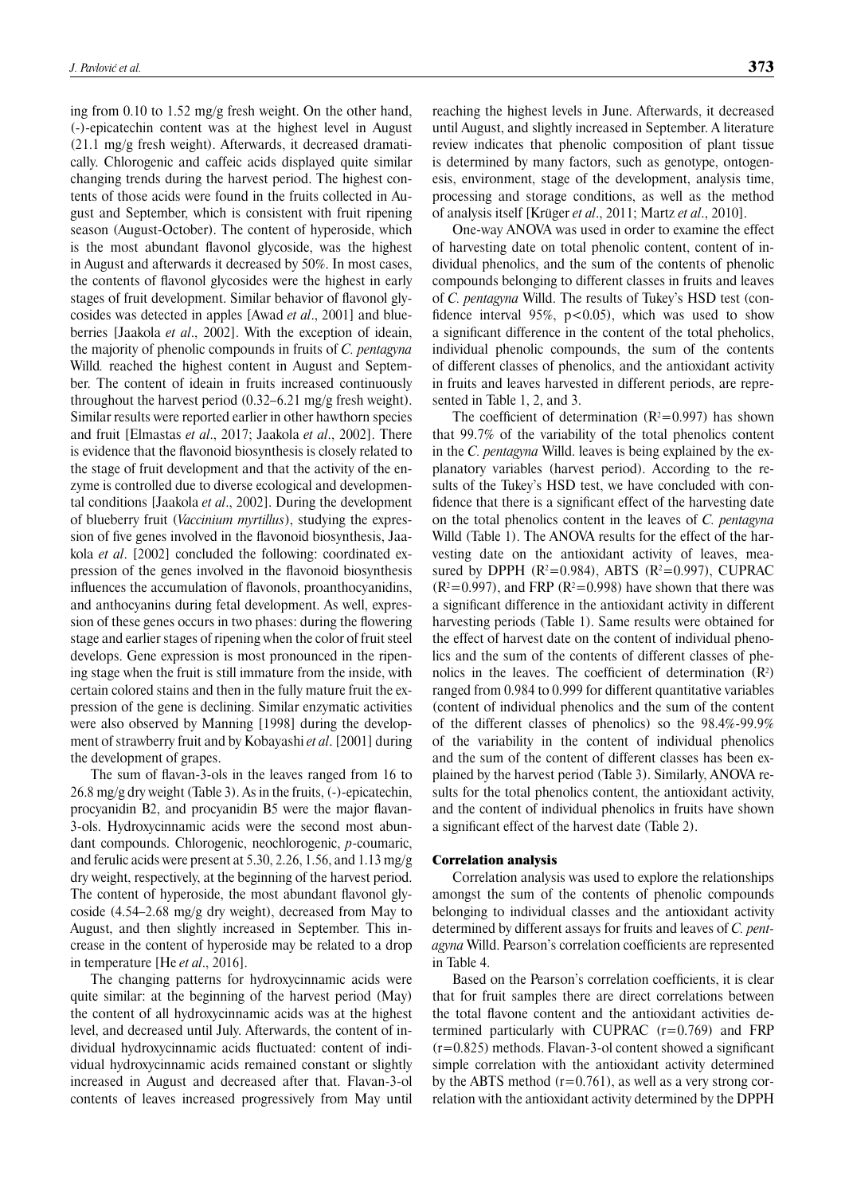ing from 0.10 to 1.52 mg/g fresh weight. On the other hand, (-)-epicatechin content was at the highest level in August (21.1 mg/g fresh weight). Afterwards, it decreased dramatically. Chlorogenic and caffeic acids displayed quite similar changing trends during the harvest period. The highest contents of those acids were found in the fruits collected in August and September, which is consistent with fruit ripening season (August-October). The content of hyperoside, which is the most abundant flavonol glycoside, was the highest in August and afterwards it decreased by 50%. In most cases, the contents of flavonol glycosides were the highest in early stages of fruit development. Similar behavior of flavonol glycosides was detected in apples [Awad *et al*., 2001] and blueberries [Jaakola *et al*., 2002]. With the exception of ideain, the majority of phenolic compounds in fruits of *C. pentagyna* Willd*.* reached the highest content in August and September. The content of ideain in fruits increased continuously throughout the harvest period (0.32–6.21 mg/g fresh weight). Similar results were reported earlier in other hawthorn species and fruit [Elmastas *et al*., 2017; Jaakola *et al*., 2002]. There is evidence that the flavonoid biosynthesis is closely related to the stage of fruit development and that the activity of the enzyme is controlled due to diverse ecological and developmental conditions [Jaakola *et al*., 2002]. During the development of blueberry fruit (*Vaccinium myrtillus*), studying the expression of five genes involved in the flavonoid biosynthesis, Jaakola *et al*. [2002] concluded the following: coordinated expression of the genes involved in the flavonoid biosynthesis influences the accumulation of flavonols, proanthocyanidins, and anthocyanins during fetal development. As well, expression of these genes occurs in two phases: during the flowering stage and earlier stages of ripening when the color of fruit steel develops. Gene expression is most pronounced in the ripening stage when the fruit is still immature from the inside, with certain colored stains and then in the fully mature fruit the expression of the gene is declining. Similar enzymatic activities were also observed by Manning [1998] during the development of strawberry fruit and by Kobayashi *et al*. [2001] during the development of grapes.

The sum of flavan-3-ols in the leaves ranged from 16 to 26.8 mg/g dry weight (Table 3). As in the fruits, (-)-epicatechin, procyanidin B2, and procyanidin B5 were the major flavan-3-ols. Hydroxycinnamic acids were the second most abundant compounds. Chlorogenic, neochlorogenic, *p*-coumaric, and ferulic acids were present at 5.30, 2.26, 1.56, and 1.13 mg/g dry weight, respectively, at the beginning of the harvest period. The content of hyperoside, the most abundant flavonol glycoside (4.54–2.68 mg/g dry weight), decreased from May to August, and then slightly increased in September. This increase in the content of hyperoside may be related to a drop in temperature [He *et al*., 2016].

The changing patterns for hydroxycinnamic acids were quite similar: at the beginning of the harvest period (May) the content of all hydroxycinnamic acids was at the highest level, and decreased until July. Afterwards, the content of individual hydroxycinnamic acids fluctuated: content of individual hydroxycinnamic acids remained constant or slightly increased in August and decreased after that. Flavan-3-ol contents of leaves increased progressively from May until reaching the highest levels in June. Afterwards, it decreased until August, and slightly increased in September. A literature review indicates that phenolic composition of plant tissue is determined by many factors, such as genotype, ontogenesis, environment, stage of the development, analysis time, processing and storage conditions, as well as the method of analysis itself [Krüger *et al*., 2011; Martz *et al*., 2010].

One-way ANOVA was used in order to examine the effect of harvesting date on total phenolic content, content of individual phenolics, and the sum of the contents of phenolic compounds belonging to different classes in fruits and leaves of *C. pentagyna* Willd. The results of Tukey's HSD test (confidence interval 95%, $p<0.05$), which was used to show a significant difference in the content of the total pheholics, individual phenolic compounds, the sum of the contents of different classes of phenolics, and the antioxidant activity in fruits and leaves harvested in different periods, are represented in Table 1, 2, and 3.

The coefficient of determination ($R^2=0.997$) has shown that 99.7% of the variability of the total phenolics content in the *C. pentagyna* Willd. leaves is being explained by the explanatory variables (harvest period). According to the results of the Tukey's HSD test, we have concluded with confidence that there is a significant effect of the harvesting date on the total phenolics content in the leaves of *C. pentagyna* Willd (Table 1). The ANOVA results for the effect of the harvesting date on the antioxidant activity of leaves, measured by DPPH ($R^2=0.984$), ABTS ($R^2=0.997$), CUPRAC ($R^2=0.997$), and FRP ($R^2=0.998$) have shown that there was a significant difference in the antioxidant activity in different harvesting periods (Table 1). Same results were obtained for the effect of harvest date on the content of individual phenolics and the sum of the contents of different classes of phenolics in the leaves. The coefficient of determination ($R^2$) ranged from 0.984 to 0.999 for different quantitative variables (content of individual phenolics and the sum of the content of the different classes of phenolics) so the 98.4%-99.9% of the variability in the content of individual phenolics and the sum of the content of different classes has been explained by the harvest period (Table 3). Similarly, ANOVA results for the total phenolics content, the antioxidant activity, and the content of individual phenolics in fruits have shown a significant effect of the harvest date (Table 2).

### Correlation analysis

Correlation analysis was used to explore the relationships amongst the sum of the contents of phenolic compounds belonging to individual classes and the antioxidant activity determined by different assays for fruits and leaves of *C. pentagyna* Willd. Pearson's correlation coefficients are represented in Table 4.

Based on the Pearson's correlation coefficients, it is clear that for fruit samples there are direct correlations between the total flavone content and the antioxidant activities determined particularly with CUPRAC ($r=0.769$) and FRP ($r=0.825$) methods. Flavan-3-ol content showed a significant simple correlation with the antioxidant activity determined by the ABTS method ($r=0.761$), as well as a very strong correlation with the antioxidant activity determined by the DPPH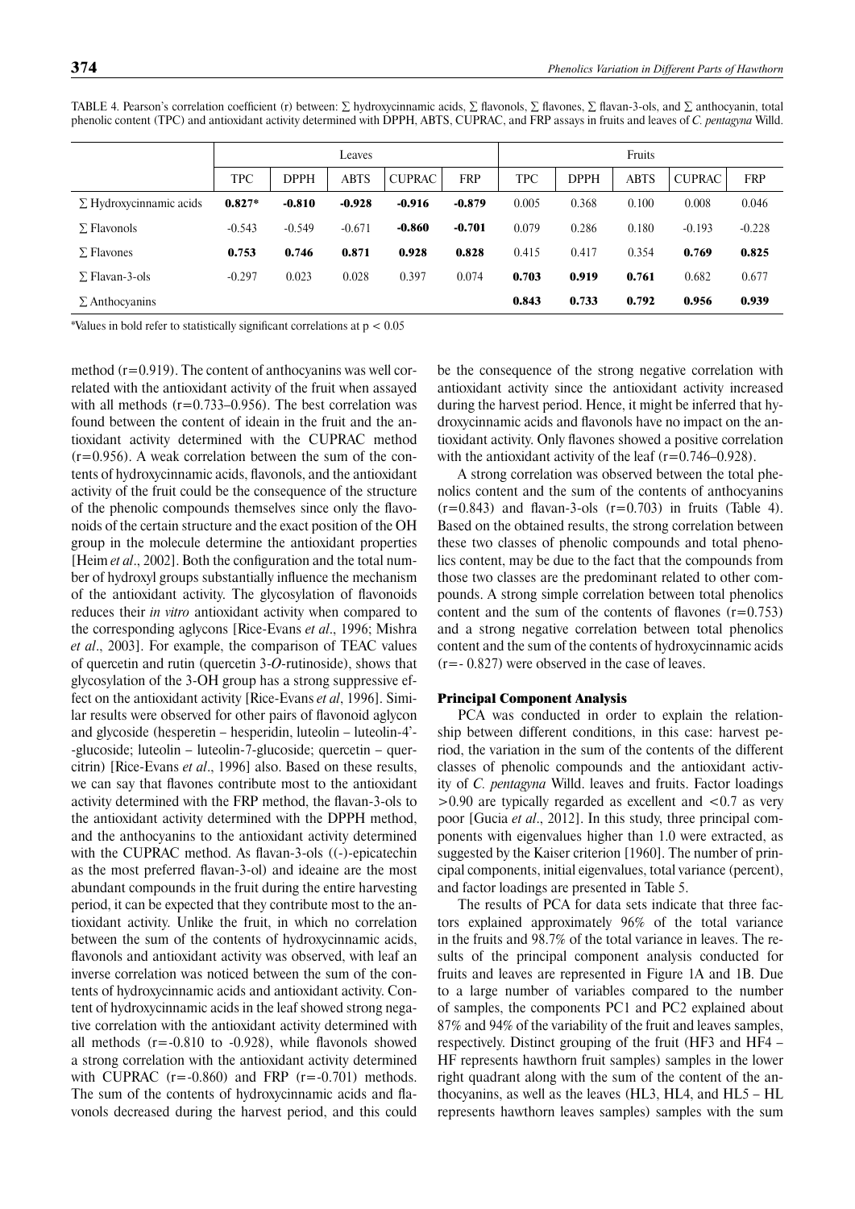TABLE 4. Pearson's correlation coefficient (r) between: ∑ hydroxycinnamic acids, ∑ flavonols, ∑ flavones, ∑ flavan-3-ols, and ∑ anthocyanin, total phenolic content (TPC) and antioxidant activity determined with DPPH, ABTS, CUPRAC, and FRP assays in fruits and leaves of *C. pentagyna* Willd.

| | Leaves | | | | | Fruits | | | | |
|---|---|---|---|---|---|---|---|---|---|---|
| | TPC | DPPH | ABTS | CUPRAC | FRP | TPC | DPPH | ABTS | CUPRAC | FRP |
| ∑ Hydroxycinnamic acids | **0.827*** | **-0.810** | **-0.928** | **-0.916** | **-0.879** | 0.005 | 0.368 | 0.100 | 0.008 | 0.046 |
| ∑ Flavonols | -0.543 | -0.549 | -0.671 | **-0.860** | **-0.701** | 0.079 | 0.286 | 0.180 | -0.193 | -0.228 |
| ∑ Flavones | **0.753** | **0.746** | **0.871** | **0.928** | **0.828** | 0.415 | 0.417 | 0.354 | **0.769** | **0.825** |
| ∑ Flavan-3-ols | -0.297 | 0.023 | 0.028 | 0.397 | 0.074 | **0.703** | **0.919** | **0.761** | 0.682 | 0.677 |
| ∑ Anthocyanins | | | | | | **0.843** | **0.733** | **0.792** | **0.956** | **0.939** |

*Values in bold refer to statistically significant correlations at $p < 0.05$

method (r=0.919). The content of anthocyanins was well correlated with the antioxidant activity of the fruit when assayed with all methods (r=0.733–0.956). The best correlation was found between the content of ideain in the fruit and the antioxidant activity determined with the CUPRAC method (r=0.956). A weak correlation between the sum of the contents of hydroxycinnamic acids, flavonols, and the antioxidant activity of the fruit could be the consequence of the structure of the phenolic compounds themselves since only the flavonoids of the certain structure and the exact position of the OH group in the molecule determine the antioxidant properties [Heim *et al*., 2002]. Both the configuration and the total number of hydroxyl groups substantially influence the mechanism of the antioxidant activity. The glycosylation of flavonoids reduces their *in vitro* antioxidant activity when compared to the corresponding aglycons [Rice-Evans *et al*., 1996; Mishra *et al*., 2003]. For example, the comparison of TEAC values of quercetin and rutin (quercetin 3-*O*-rutinoside), shows that glycosylation of the 3-OH group has a strong suppressive effect on the antioxidant activity [Rice-Evans *et al*, 1996]. Similar results were observed for other pairs of flavonoid aglycon and glycoside (hesperetin – hesperidin, luteolin – luteolin-4'-glucoside; luteolin – luteolin-7-glucoside; quercetin – quercitrin) [Rice-Evans *et al*., 1996] also. Based on these results, we can say that flavones contribute most to the antioxidant activity determined with the FRP method, the flavan-3-ols to the antioxidant activity determined with the DPPH method, and the anthocyanins to the antioxidant activity determined with the CUPRAC method. As flavan-3-ols ((-)-epicatechin as the most preferred flavan-3-ol) and ideaine are the most abundant compounds in the fruit during the entire harvesting period, it can be expected that they contribute most to the antioxidant activity. Unlike the fruit, in which no correlation between the sum of the contents of hydroxycinnamic acids, flavonols and antioxidant activity was observed, with leaf an inverse correlation was noticed between the sum of the contents of hydroxycinnamic acids and antioxidant activity. Content of hydroxycinnamic acids in the leaf showed strong negative correlation with the antioxidant activity determined with all methods (r=-0.810 to -0.928), while flavonols showed a strong correlation with the antioxidant activity determined with CUPRAC (r=-0.860) and FRP (r=-0.701) methods. The sum of the contents of hydroxycinnamic acids and flavonols decreased during the harvest period, and this could be the consequence of the strong negative correlation with antioxidant activity since the antioxidant activity increased during the harvest period. Hence, it might be inferred that hydroxycinnamic acids and flavonols have no impact on the antioxidant activity. Only flavones showed a positive correlation with the antioxidant activity of the leaf (r=0.746–0.928).

A strong correlation was observed between the total phenolics content and the sum of the contents of anthocyanins (r=0.843) and flavan-3-ols (r=0.703) in fruits (Table 4). Based on the obtained results, the strong correlation between these two classes of phenolic compounds and total phenolics content, may be due to the fact that the compounds from those two classes are the predominant related to other compounds. A strong simple correlation between total phenolics content and the sum of the contents of flavones (r=0.753) and a strong negative correlation between total phenolics content and the sum of the contents of hydroxycinnamic acids (r=- 0.827) were observed in the case of leaves.

### Principal Component Analysis

PCA was conducted in order to explain the relationship between different conditions, in this case: harvest period, the variation in the sum of the contents of the different classes of phenolic compounds and the antioxidant activity of *C. pentagyna* Willd. leaves and fruits. Factor loadings >0.90 are typically regarded as excellent and <0.7 as very poor [Gucia *et al*., 2012]. In this study, three principal components with eigenvalues higher than 1.0 were extracted, as suggested by the Kaiser criterion [1960]. The number of principal components, initial eigenvalues, total variance (percent), and factor loadings are presented in Table 5.

The results of PCA for data sets indicate that three factors explained approximately 96% of the total variance in the fruits and 98.7% of the total variance in leaves. The results of the principal component analysis conducted for fruits and leaves are represented in Figure 1A and 1B. Due to a large number of variables compared to the number of samples, the components PC1 and PC2 explained about 87% and 94% of the variability of the fruit and leaves samples, respectively. Distinct grouping of the fruit (HF3 and HF4 – HF represents hawthorn fruit samples) samples in the lower right quadrant along with the sum of the content of the anthocyanins, as well as the leaves (HL3, HL4, and HL5 – HL represents hawthorn leaves samples) samples with the sum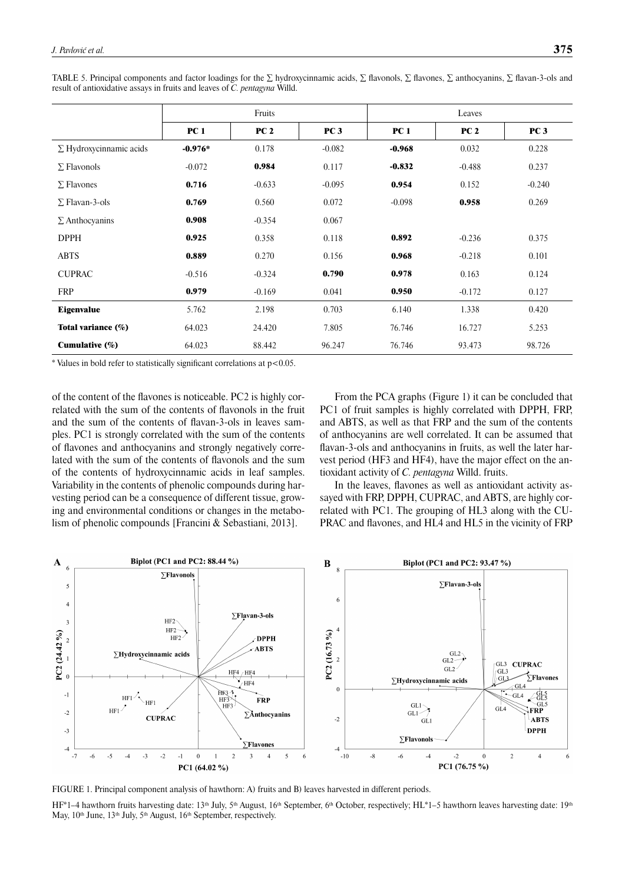TABLE 5. Principal components and factor loadings for the ∑ hydroxycinnamic acids, ∑ flavonols, ∑ flavones, ∑ anthocyanins, ∑ flavan-3-ols and result of antioxidative assays in fruits and leaves of *C. pentagyna* Willd.

| | Fruits | | | Leaves | | |
|---|---|---|---|---|---|---|
| | **PC 1** | **PC 2** | **PC 3** | **PC 1** | **PC 2** | **PC 3** |
| ∑ Hydroxycinnamic acids | **-0.976*** | 0.178 | -0.082 | **-0.968** | 0.032 | 0.228 |
| ∑ Flavonols | -0.072 | **0.984** | 0.117 | **-0.832** | -0.488 | 0.237 |
| ∑ Flavones | **0.716** | -0.633 | -0.095 | **0.954** | 0.152 | -0.240 |
| ∑ Flavan-3-ols | **0.769** | 0.560 | 0.072 | -0.098 | **0.958** | 0.269 |
| ∑ Anthocyanins | **0.908** | -0.354 | 0.067 | | | |
| DPPH | **0.925** | 0.358 | 0.118 | **0.892** | -0.236 | 0.375 |
| ABTS | **0.889** | 0.270 | 0.156 | **0.968** | -0.218 | 0.101 |
| CUPRAC | -0.516 | -0.324 | **0.790** | **0.978** | 0.163 | 0.124 |
| FRP | **0.979** | -0.169 | 0.041 | **0.950** | -0.172 | 0.127 |
| **Eigenvalue** | 5.762 | 2.198 | 0.703 | 6.140 | 1.338 | 0.420 |
| **Total variance (%)** | 64.023 | 24.420 | 7.805 | 76.746 | 16.727 | 5.253 |
| **Cumulative (%)** | 64.023 | 88.442 | 96.247 | 76.746 | 93.473 | 98.726 |

* Values in bold refer to statistically significant correlations at $p<0.05$.

of the content of the flavones is noticeable. PC2 is highly correlated with the sum of the contents of flavonols in the fruit and the sum of the contents of flavan-3-ols in leaves samples. PC1 is strongly correlated with the sum of the contents of flavones and anthocyanins and strongly negatively correlated with the sum of the contents of flavonols and the sum of the contents of hydroxycinnamic acids in leaf samples. Variability in the contents of phenolic compounds during harvesting period can be a consequence of different tissue, growing and environmental conditions or changes in the metabolism of phenolic compounds [Francini & Sebastiani, 2013].

From the PCA graphs (Figure 1) it can be concluded that PC1 of fruit samples is highly correlated with DPPH, FRP, and ABTS, as well as that FRP and the sum of the contents of anthocyanins are well correlated. It can be assumed that flavan-3-ols and anthocyanins in fruits, as well the later harvest period (HF3 and HF4), have the major effect on the antioxidant activity of *C. pentagyna* Willd. fruits.

In the leaves, flavones as well as antioxidant activity assayed with FRP, DPPH, CUPRAC, and ABTS, are highly correlated with PC1. The grouping of HL3 along with the CUPRAC and flavones, and HL4 and HL5 in the vicinity of FRP

FIGURE 1. Principal component analysis of hawthorn: A) fruits and B) leaves harvested in different periods.

HF*1–4 hawthorn fruits harvesting date: 13th July, 5th August, 16th September, 6th October, respectively; HL*1–5 hawthorn leaves harvesting date: 19th May, 10th June, 13th July, 5th August, 16th September, respectively.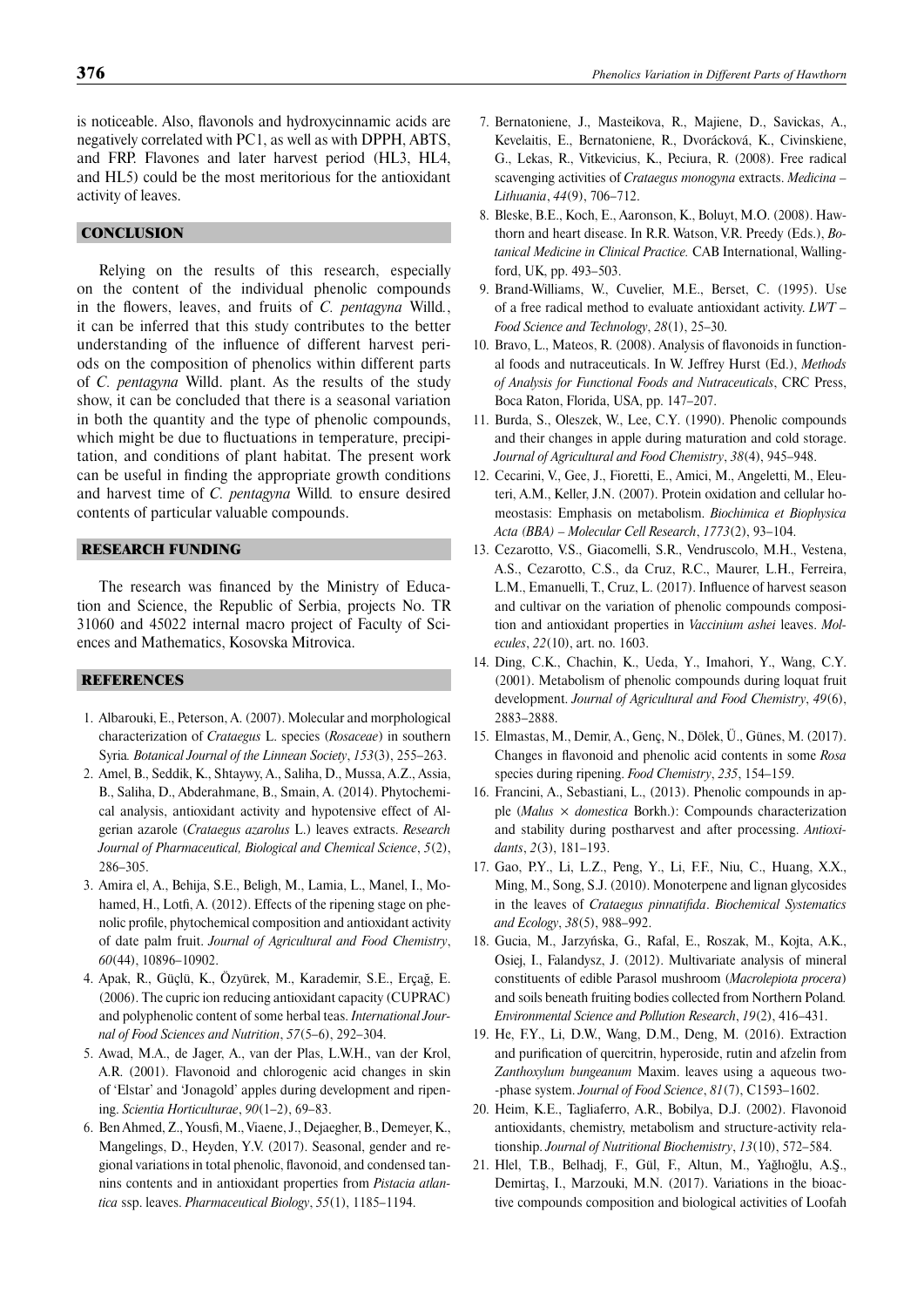is noticeable. Also, flavonols and hydroxycinnamic acids are negatively correlated with PC1, as well as with DPPH, ABTS, and FRP. Flavones and later harvest period (HL3, HL4, and HL5) could be the most meritorious for the antioxidant activity of leaves.

## CONCLUSION

Relying on the results of this research, especially on the content of the individual phenolic compounds in the flowers, leaves, and fruits of *C. pentagyna* Willd., it can be inferred that this study contributes to the better understanding of the influence of different harvest periods on the composition of phenolics within different parts of *C. pentagyna* Willd. plant. As the results of the study show, it can be concluded that there is a seasonal variation in both the quantity and the type of phenolic compounds, which might be due to fluctuations in temperature, precipitation, and conditions of plant habitat. The present work can be useful in finding the appropriate growth conditions and harvest time of *C. pentagyna* Willd. to ensure desired contents of particular valuable compounds.

## RESEARCH FUNDING

The research was financed by the Ministry of Education and Science, the Republic of Serbia, projects No. TR 31060 and 45022 internal macro project of Faculty of Sciences and Mathematics, Kosovska Mitrovica.

## REFERENCES

1. Albarouki, E., Peterson, A. (2007). Molecular and morphological characterization of *Crataegus* L. species (*Rosaceae*) in southern Syria. *Botanical Journal of the Linnean Society*, *153*(3), 255–263.
2. Amel, B., Seddik, K., Shtaywy, A., Saliha, D., Mussa, A.Z., Assia, B., Saliha, D., Abderahmane, B., Smain, A. (2014). Phytochemical analysis, antioxidant activity and hypotensive effect of Algerian azarole (*Crataegus azarolus* L.) leaves extracts. *Research Journal of Pharmaceutical, Biological and Chemical Science*, *5*(2), 286–305.
3. Amira el, A., Behija, S.E., Beligh, M., Lamia, L., Manel, I., Mohamed, H., Lotfi, A. (2012). Effects of the ripening stage on phenolic profile, phytochemical composition and antioxidant activity of date palm fruit. *Journal of Agricultural and Food Chemistry*, *60*(44), 10896–10902.
4. Apak, R., Güçlü, K., Özyürek, M., Karademir, S.E., Erçağ, E. (2006). The cupric ion reducing antioxidant capacity (CUPRAC) and polyphenolic content of some herbal teas. *International Journal of Food Sciences and Nutrition*, *57*(5–6), 292–304.
5. Awad, M.A., de Jager, A., van der Plas, L.W.H., van der Krol, A.R. (2001). Flavonoid and chlorogenic acid changes in skin of 'Elstar' and 'Jonagold' apples during development and ripening. *Scientia Horticulturae*, *90*(1–2), 69–83.
6. Ben Ahmed, Z., Yousfi, M., Viaene, J., Dejaegher, B., Demeyer, K., Mangelings, D., Heyden, Y.V. (2017). Seasonal, gender and regional variations in total phenolic, flavonoid, and condensed tannins contents and in antioxidant properties from *Pistacia atlantica* ssp. leaves. *Pharmaceutical Biology*, *55*(1), 1185–1194.
7. Bernatoniene, J., Masteikova, R., Majiene, D., Savickas, A., Kevelaitis, E., Bernatoniene, R., Dvorácková, K., Civinskiene, G., Lekas, R., Vitkevicius, K., Peciura, R. (2008). Free radical scavenging activities of *Crataegus monogyna* extracts. *Medicina – Lithuania*, *44*(9), 706–712.
8. Bleske, B.E., Koch, E., Aaronson, K., Boluyt, M.O. (2008). Hawthorn and heart disease. In R.R. Watson, V.R. Preedy (Eds.), *Botanical Medicine in Clinical Practice.* CAB International, Wallingford, UK, pp. 493–503.
9. Brand-Williams, W., Cuvelier, M.E., Berset, C. (1995). Use of a free radical method to evaluate antioxidant activity. *LWT – Food Science and Technology*, *28*(1), 25–30.
10. Bravo, L., Mateos, R. (2008). Analysis of flavonoids in functional foods and nutraceuticals. In W. Jeffrey Hurst (Ed.), *Methods of Analysis for Functional Foods and Nutraceuticals*, CRC Press, Boca Raton, Florida, USA, pp. 147–207.
11. Burda, S., Oleszek, W., Lee, C.Y. (1990). Phenolic compounds and their changes in apple during maturation and cold storage. *Journal of Agricultural and Food Chemistry*, *38*(4), 945–948.
12. Cecarini, V., Gee, J., Fioretti, E., Amici, M., Angeletti, M., Eleuteri, A.M., Keller, J.N. (2007). Protein oxidation and cellular homeostasis: Emphasis on metabolism. *Biochimica et Biophysica Acta (BBA) – Molecular Cell Research*, *1773*(2), 93–104.
13. Cezarotto, V.S., Giacomelli, S.R., Vendruscolo, M.H., Vestena, A.S., Cezarotto, C.S., da Cruz, R.C., Maurer, L.H., Ferreira, L.M., Emanuelli, T., Cruz, L. (2017). Influence of harvest season and cultivar on the variation of phenolic compounds composition and antioxidant properties in *Vaccinium ashei* leaves. *Molecules*, *22*(10), art. no. 1603.
14. Ding, C.K., Chachin, K., Ueda, Y., Imahori, Y., Wang, C.Y. (2001). Metabolism of phenolic compounds during loquat fruit development. *Journal of Agricultural and Food Chemistry*, *49*(6), 2883–2888.
15. Elmastas, M., Demir, A., Genç, N., Dölek, Ü., Günes, M. (2017). Changes in flavonoid and phenolic acid contents in some *Rosa* species during ripening. *Food Chemistry*, *235*, 154–159.
16. Francini, A., Sebastiani, L., (2013). Phenolic compounds in apple (*Malus × domestica* Borkh.): Compounds characterization and stability during postharvest and after processing. *Antioxidants*, *2*(3), 181–193.
17. Gao, P.Y., Li, L.Z., Peng, Y., Li, F.F., Niu, C., Huang, X.X., Ming, M., Song, S.J. (2010). Monoterpene and lignan glycosides in the leaves of *Crataegus pinnatifida*. *Biochemical Systematics and Ecology*, *38*(5), 988–992.
18. Gucia, M., Jarzyńska, G., Rafal, E., Roszak, M., Kojta, A.K., Osiej, I., Falandysz, J. (2012). Multivariate analysis of mineral constituents of edible Parasol mushroom (*Macrolepiota procera*) and soils beneath fruiting bodies collected from Northern Poland. *Environmental Science and Pollution Research*, *19*(2), 416–431.
19. He, F.Y., Li, D.W., Wang, D.M., Deng, M. (2016). Extraction and purification of quercitrin, hyperoside, rutin and afzelin from *Zanthoxylum bungeanum* Maxim. leaves using a aqueous two-phase system. *Journal of Food Science*, *81*(7), C1593–1602.
20. Heim, K.E., Tagliaferro, A.R., Bobilya, D.J. (2002). Flavonoid antioxidants, chemistry, metabolism and structure-activity relationship. *Journal of Nutritional Biochemistry*, *13*(10), 572–584.
21. Hlel, T.B., Belhadj, F., Gül, F., Altun, M., Yağlıoğlu, A.Ş., Demirtaş, I., Marzouki, M.N. (2017). Variations in the bioactive compounds composition and biological activities of Loofah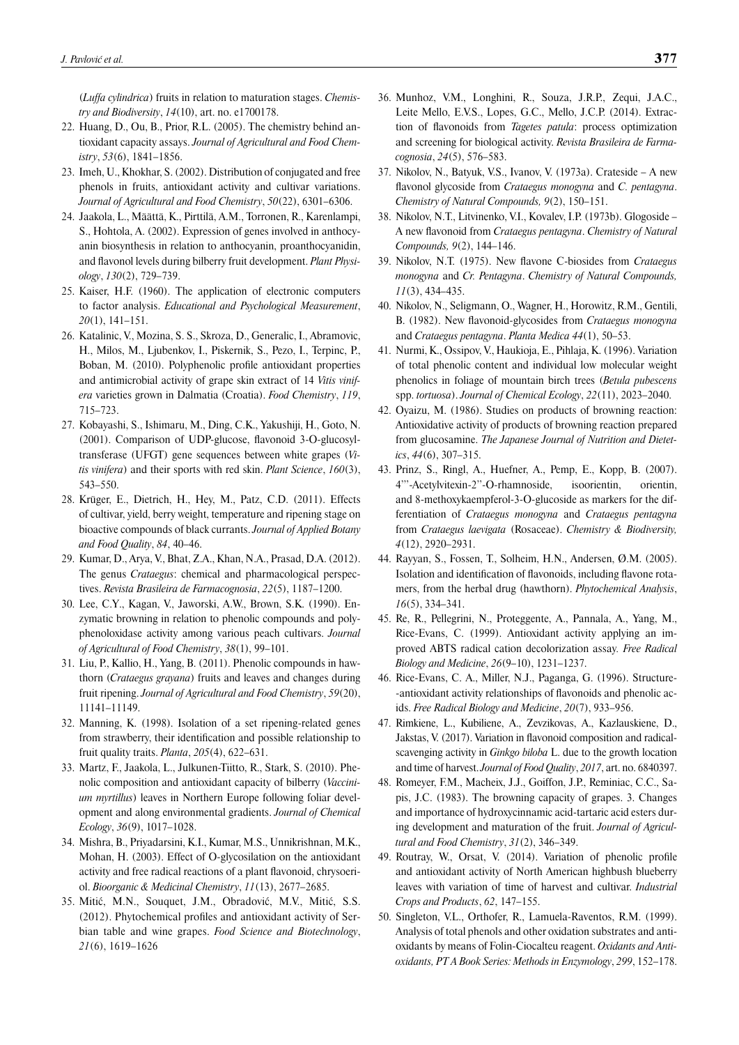(*Luffa cylindrica*) fruits in relation to maturation stages. *Chemistry and Biodiversity*, *14*(10), art. no. e1700178.

22. Huang, D., Ou, B., Prior, R.L. (2005). The chemistry behind antioxidant capacity assays. *Journal of Agricultural and Food Chemistry*, *53*(6), 1841–1856.
23. Imeh, U., Khokhar, S. (2002). Distribution of conjugated and free phenols in fruits, antioxidant activity and cultivar variations. *Journal of Agricultural and Food Chemistry*, *50*(22), 6301–6306.
24. Jaakola, L., Määttä, K., Pirttilä, A.M., Torronen, R., Karenlampi, S., Hohtola, A. (2002). Expression of genes involved in anthocyanin biosynthesis in relation to anthocyanin, proanthocyanidin, and flavonol levels during bilberry fruit development. *Plant Physiology*, *130*(2), 729–739.
25. Kaiser, H.F. (1960). The application of electronic computers to factor analysis. *Educational and Psychological Measurement*, *20*(1), 141–151.
26. Katalinic, V., Mozina, S. S., Skroza, D., Generalic, I., Abramovic, H., Milos, M., Ljubenkov, I., Piskernik, S., Pezo, I., Terpinc, P., Boban, M. (2010). Polyphenolic profile antioxidant properties and antimicrobial activity of grape skin extract of 14 *Vitis vinifera* varieties grown in Dalmatia (Croatia). *Food Chemistry*, *119*, 715–723.
27. Kobayashi, S., Ishimaru, M., Ding, C.K., Yakushiji, H., Goto, N. (2001). Comparison of UDP-glucose, flavonoid 3-O-glucosyltransferase (UFGT) gene sequences between white grapes (*Vitis vinifera*) and their sports with red skin. *Plant Science*, *160*(3), 543–550.
28. Krüger, E., Dietrich, H., Hey, M., Patz, C.D. (2011). Effects of cultivar, yield, berry weight, temperature and ripening stage on bioactive compounds of black currants. *Journal of Applied Botany and Food Quality*, *84*, 40–46.
29. Kumar, D., Arya, V., Bhat, Z.A., Khan, N.A., Prasad, D.A. (2012). The genus *Crataegus*: chemical and pharmacological perspectives. *Revista Brasileira de Farmacognosia*, *22*(5), 1187–1200.
30. Lee, C.Y., Kagan, V., Jaworski, A.W., Brown, S.K. (1990). Enzymatic browning in relation to phenolic compounds and polyphenoloxidase activity among various peach cultivars. *Journal of Agricultural of Food Chemistry*, *38*(1), 99–101.
31. Liu, P., Kallio, H., Yang, B. (2011). Phenolic compounds in hawthorn (*Crataegus grayana*) fruits and leaves and changes during fruit ripening. *Journal of Agricultural and Food Chemistry*, *59*(20), 11141–11149.
32. Manning, K. (1998). Isolation of a set ripening-related genes from strawberry, their identification and possible relationship to fruit quality traits. *Planta*, *205*(4), 622–631.
33. Martz, F., Jaakola, L., Julkunen-Tiitto, R., Stark, S. (2010). Phenolic composition and antioxidant capacity of bilberry (*Vaccinium myrtillus*) leaves in Northern Europe following foliar development and along environmental gradients. *Journal of Chemical Ecology*, *36*(9), 1017–1028.
34. Mishra, B., Priyadarsini, K.I., Kumar, M.S., Unnikrishnan, M.K., Mohan, H. (2003). Effect of O-glycosilation on the antioxidant activity and free radical reactions of a plant flavonoid, chrysoeriol. *Bioorganic & Medicinal Chemistry*, *11*(13), 2677–2685.
35. Mitić, M.N., Souquet, J.M., Obradović, M.V., Mitić, S.S. (2012). Phytochemical profiles and antioxidant activity of Serbian table and wine grapes. *Food Science and Biotechnology*, *21*(6), 1619–1626
36. Munhoz, V.M., Longhini, R., Souza, J.R.P., Zequi, J.A.C., Leite Mello, E.V.S., Lopes, G.C., Mello, J.C.P. (2014). Extraction of flavonoids from *Tagetes patula*: process optimization and screening for biological activity. *Revista Brasileira de Farmacognosia*, *24*(5), 576–583.
37. Nikolov, N., Batyuk, V.S., Ivanov, V. (1973a). Crateside – A new flavonol glycoside from *Crataegus monogyna* and *C. pentagyna*. *Chemistry of Natural Compounds, 9*(2), 150–151.
38. Nikolov, N.T., Litvinenko, V.I., Kovalev, I.P. (1973b). Glogoside – A new flavonoid from *Crataegus pentagyna*. *Chemistry of Natural Compounds, 9*(2), 144–146.
39. Nikolov, N.T. (1975). New flavone C-biosides from *Crataegus monogyna* and *Cr. Pentagyna*. *Chemistry of Natural Compounds, 11*(3), 434–435.
40. Nikolov, N., Seligmann, O., Wagner, H., Horowitz, R.M., Gentili, B. (1982). New flavonoid-glycosides from *Crataegus monogyna* and *Crataegus pentagyna*. *Planta Medica 44*(1), 50–53.
41. Nurmi, K., Ossipov, V., Haukioja, E., Pihlaja, K. (1996). Variation of total phenolic content and individual low molecular weight phenolics in foliage of mountain birch trees (*Betula pubescens* spp. *tortuosa*). *Journal of Chemical Ecology*, *22*(11), 2023–2040.
42. Oyaizu, M. (1986). Studies on products of browning reaction: Antioxidative activity of products of browning reaction prepared from glucosamine. *The Japanese Journal of Nutrition and Dietetics*, *44*(6), 307–315.
43. Prinz, S., Ringl, A., Huefner, A., Pemp, E., Kopp, B. (2007). 4'''-Acetylvitexin-2''-O-rhamnoside, isoorientin, orientin, and 8-methoxykaempferol-3-O-glucoside as markers for the differentiation of *Crataegus monogyna* and *Crataegus pentagyna* from *Crataegus laevigata* (Rosaceae). *Chemistry & Biodiversity, 4*(12), 2920–2931.
44. Rayyan, S., Fossen, T., Solheim, H.N., Andersen, Ø.M. (2005). Isolation and identification of flavonoids, including flavone rotamers, from the herbal drug (hawthorn). *Phytochemical Analysis*, *16*(5), 334–341.
45. Re, R., Pellegrini, N., Proteggente, A., Pannala, A., Yang, M., Rice-Evans, C. (1999). Antioxidant activity applying an improved ABTS radical cation decolorization assay. *Free Radical Biology and Medicine*, *26*(9–10), 1231–1237.
46. Rice-Evans, C. A., Miller, N.J., Paganga, G. (1996). Structure--antioxidant activity relationships of flavonoids and phenolic acids. *Free Radical Biology and Medicine*, *20*(7), 933–956.
47. Rimkiene, L., Kubiliene, A., Zevzikovas, A., Kazlauskiene, D., Jakstas, V. (2017). Variation in flavonoid composition and radical-scavenging activity in *Ginkgo biloba* L. due to the growth location and time of harvest. *Journal of Food Quality*, *2017*, art. no. 6840397.
48. Romeyer, F.M., Macheix, J.J., Goiffon, J.P., Reminiac, C.C., Sapis, J.C. (1983). The browning capacity of grapes. 3. Changes and importance of hydroxycinnamic acid-tartaric acid esters during development and maturation of the fruit. *Journal of Agricultural and Food Chemistry*, *31*(2), 346–349.
49. Routray, W., Orsat, V. (2014). Variation of phenolic profile and antioxidant activity of North American highbush blueberry leaves with variation of time of harvest and cultivar. *Industrial Crops and Products*, *62*, 147–155.
50. Singleton, V.L., Orthofer, R., Lamuela-Raventos, R.M. (1999). Analysis of total phenols and other oxidation substrates and antioxidants by means of Folin-Ciocalteu reagent. *Oxidants and Antioxidants, PT A Book Series: Methods in Enzymology*, *299*, 152–178.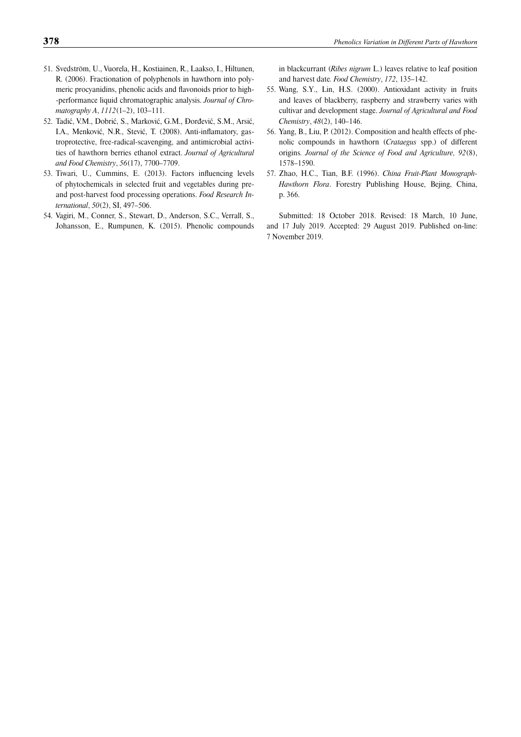51. Svedström, U., Vuorela, H., Kostiainen, R., Laakso, I., Hiltunen, R. (2006). Fractionation of polyphenols in hawthorn into polymeric procyanidins, phenolic acids and flavonoids prior to high-performance liquid chromatographic analysis. *Journal of Chromatography A*, *1112*(1–2), 103–111.
52. Tadić, V.M., Dobrić, S., Marković, G.M., Đorđević, S.M., Arsić, I.A., Menković, N.R., Stević, T. (2008). Anti-inflamatory, gastroprotective, free-radical-scavenging, and antimicrobial activities of hawthorn berries ethanol extract. *Journal of Agricultural and Food Chemistry*, *56*(17), 7700–7709.
53. Tiwari, U., Cummins, E. (2013). Factors influencing levels of phytochemicals in selected fruit and vegetables during pre- and post-harvest food processing operations. *Food Research International*, *50*(2), SI, 497–506.
54. Vagiri, M., Conner, S., Stewart, D., Anderson, S.C., Verrall, S., Johansson, E., Rumpunen, K. (2015). Phenolic compounds in blackcurrant (*Ribes nigrum* L.) leaves relative to leaf position and harvest date. *Food Chemistry*, *172*, 135–142.
55. Wang, S.Y., Lin, H.S. (2000). Antioxidant activity in fruits and leaves of blackberry, raspberry and strawberry varies with cultivar and development stage. *Journal of Agricultural and Food Chemistry*, *48*(2), 140–146.
56. Yang, B., Liu, P. (2012). Composition and health effects of phenolic compounds in hawthorn (*Crataegus* spp.) of different origins. *Journal of the Science of Food and Agriculture, 92*(8), 1578–1590.
57. Zhao, H.C., Tian, B.F. (1996). *China Fruit-Plant Monograph-Hawthorn Flora*. Forestry Publishing House, Bejing, China, p. 366.

Submitted: 18 October 2018. Revised: 18 March, 10 June, and 17 July 2019. Accepted: 29 August 2019. Published on-line: 7 November 2019.